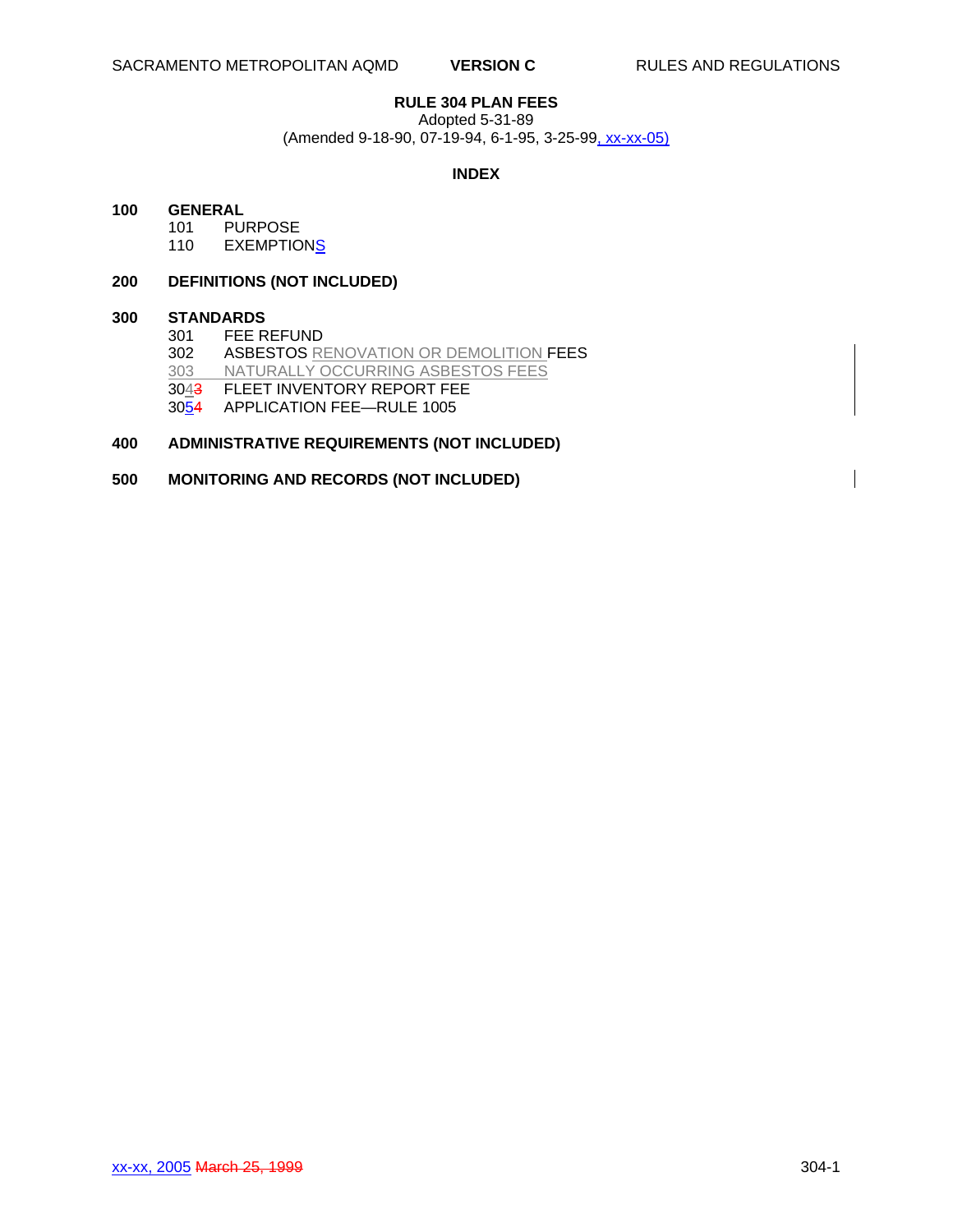# RULE 304 PLAN FEES

Adopted 5-31-89
(Amended 9-18-90, 07-19-94, 6-1-95, 3-25-99, xx-xx-05)

## INDEX

**100 GENERAL**

- 101 PURPOSE
- 110 EXEMPTIONS

**200 DEFINITIONS (NOT INCLUDED)**

**300 STANDARDS**

- 301 FEE REFUND
- 302 ASBESTOS RENOVATION OR DEMOLITION FEES
- 303 NATURALLY OCCURRING ASBESTOS FEES
- 3043 FLEET INVENTORY REPORT FEE
- 3054 APPLICATION FEE—RULE 1005

**400 ADMINISTRATIVE REQUIREMENTS (NOT INCLUDED)**

**500 MONITORING AND RECORDS (NOT INCLUDED)**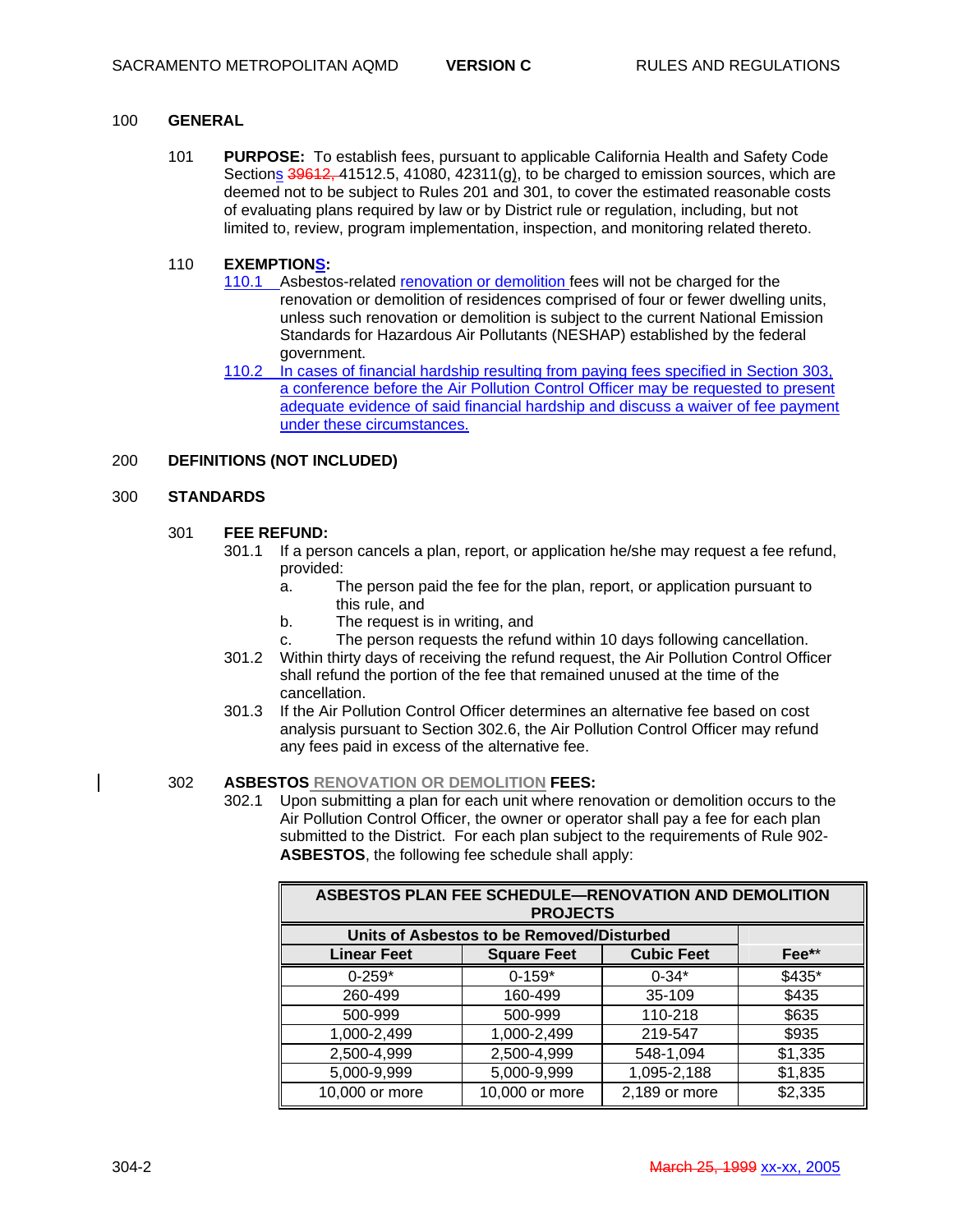## 100 GENERAL

101 **PURPOSE:** To establish fees, pursuant to applicable California Health and Safety Code Sections 39612, 41512.5, 41080, 42311(g), to be charged to emission sources, which are deemed not to be subject to Rules 201 and 301, to cover the estimated reasonable costs of evaluating plans required by law or by District rule or regulation, including, but not limited to, review, program implementation, inspection, and monitoring related thereto.

110 **EXEMPTIONS:**

110.1 Asbestos-related renovation or demolition fees will not be charged for the renovation or demolition of residences comprised of four or fewer dwelling units, unless such renovation or demolition is subject to the current National Emission Standards for Hazardous Air Pollutants (NESHAP) established by the federal government.

110.2 In cases of financial hardship resulting from paying fees specified in Section 303, a conference before the Air Pollution Control Officer may be requested to present adequate evidence of said financial hardship and discuss a waiver of fee payment under these circumstances.

## 200 DEFINITIONS (NOT INCLUDED)

## 300 STANDARDS

301 **FEE REFUND:**

301.1 If a person cancels a plan, report, or application he/she may request a fee refund, provided:

a. The person paid the fee for the plan, report, or application pursuant to this rule, and

b. The request is in writing, and

c. The person requests the refund within 10 days following cancellation.

301.2 Within thirty days of receiving the refund request, the Air Pollution Control Officer shall refund the portion of the fee that remained unused at the time of the cancellation.

301.3 If the Air Pollution Control Officer determines an alternative fee based on cost analysis pursuant to Section 302.6, the Air Pollution Control Officer may refund any fees paid in excess of the alternative fee.

302 **ASBESTOS RENOVATION OR DEMOLITION FEES:**

302.1 Upon submitting a plan for each unit where renovation or demolition occurs to the Air Pollution Control Officer, the owner or operator shall pay a fee for each plan submitted to the District. For each plan subject to the requirements of Rule 902-**ASBESTOS**, the following fee schedule shall apply:

| ASBESTOS PLAN FEE SCHEDULE—RENOVATION AND DEMOLITION PROJECTS | | | |
|---|---|---|---|
| Units of Asbestos to be Removed/Disturbed | | | |
| Linear Feet | Square Feet | Cubic Feet | Fee** |
| 0-259* | 0-159* | 0-34* | $435* |
| 260-499 | 160-499 | 35-109 | $435 |
| 500-999 | 500-999 | 110-218 | $635 |
| 1,000-2,499 | 1,000-2,499 | 219-547 | $935 |
| 2,500-4,999 | 2,500-4,999 | 548-1,094 | $1,335 |
| 5,000-9,999 | 5,000-9,999 | 1,095-2,188 | $1,835 |
| 10,000 or more | 10,000 or more | 2,189 or more | $2,335 |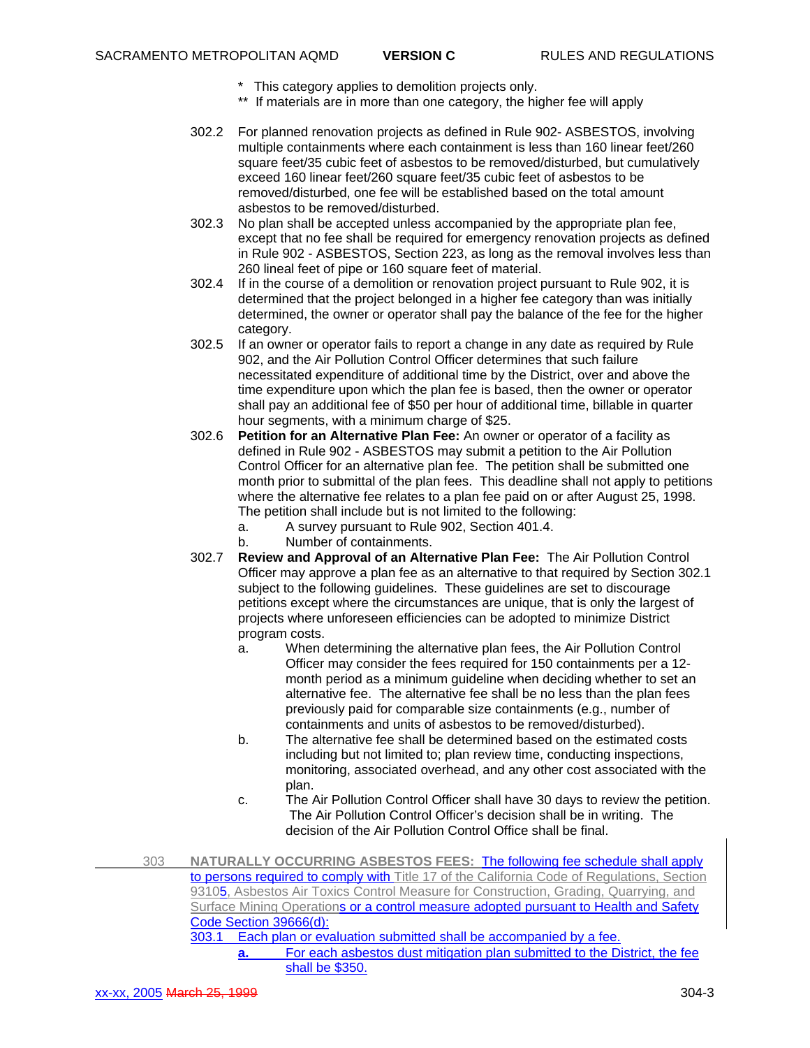\* This category applies to demolition projects only.

\*\* If materials are in more than one category, the higher fee will apply

302.2 For planned renovation projects as defined in Rule 902- ASBESTOS, involving multiple containments where each containment is less than 160 linear feet/260 square feet/35 cubic feet of asbestos to be removed/disturbed, but cumulatively exceed 160 linear feet/260 square feet/35 cubic feet of asbestos to be removed/disturbed, one fee will be established based on the total amount asbestos to be removed/disturbed.

302.3 No plan shall be accepted unless accompanied by the appropriate plan fee, except that no fee shall be required for emergency renovation projects as defined in Rule 902 - ASBESTOS, Section 223, as long as the removal involves less than 260 lineal feet of pipe or 160 square feet of material.

302.4 If in the course of a demolition or renovation project pursuant to Rule 902, it is determined that the project belonged in a higher fee category than was initially determined, the owner or operator shall pay the balance of the fee for the higher category.

302.5 If an owner or operator fails to report a change in any date as required by Rule 902, and the Air Pollution Control Officer determines that such failure necessitated expenditure of additional time by the District, over and above the time expenditure upon which the plan fee is based, then the owner or operator shall pay an additional fee of $50 per hour of additional time, billable in quarter hour segments, with a minimum charge of $25.

302.6 **Petition for an Alternative Plan Fee:** An owner or operator of a facility as defined in Rule 902 - ASBESTOS may submit a petition to the Air Pollution Control Officer for an alternative plan fee. The petition shall be submitted one month prior to submittal of the plan fees. This deadline shall not apply to petitions where the alternative fee relates to a plan fee paid on or after August 25, 1998. The petition shall include but is not limited to the following:

a. A survey pursuant to Rule 902, Section 401.4.

b. Number of containments.

302.7 **Review and Approval of an Alternative Plan Fee:** The Air Pollution Control Officer may approve a plan fee as an alternative to that required by Section 302.1 subject to the following guidelines. These guidelines are set to discourage petitions except where the circumstances are unique, that is only the largest of projects where unforeseen efficiencies can be adopted to minimize District program costs.

a. When determining the alternative plan fees, the Air Pollution Control Officer may consider the fees required for 150 containments per a 12-month period as a minimum guideline when deciding whether to set an alternative fee. The alternative fee shall be no less than the plan fees previously paid for comparable size containments (e.g., number of containments and units of asbestos to be removed/disturbed).

b. The alternative fee shall be determined based on the estimated costs including but not limited to; plan review time, conducting inspections, monitoring, associated overhead, and any other cost associated with the plan.

c. The Air Pollution Control Officer shall have 30 days to review the petition. The Air Pollution Control Officer's decision shall be in writing. The decision of the Air Pollution Control Office shall be final.

303 **NATURALLY OCCURRING ASBESTOS FEES:** The following fee schedule shall apply to persons required to comply with Title 17 of the California Code of Regulations, Section 93105, Asbestos Air Toxics Control Measure for Construction, Grading, Quarrying, and Surface Mining Operations or a control measure adopted pursuant to Health and Safety Code Section 39666(d):

303.1 Each plan or evaluation submitted shall be accompanied by a fee.

**a.** For each asbestos dust mitigation plan submitted to the District, the fee shall be $350.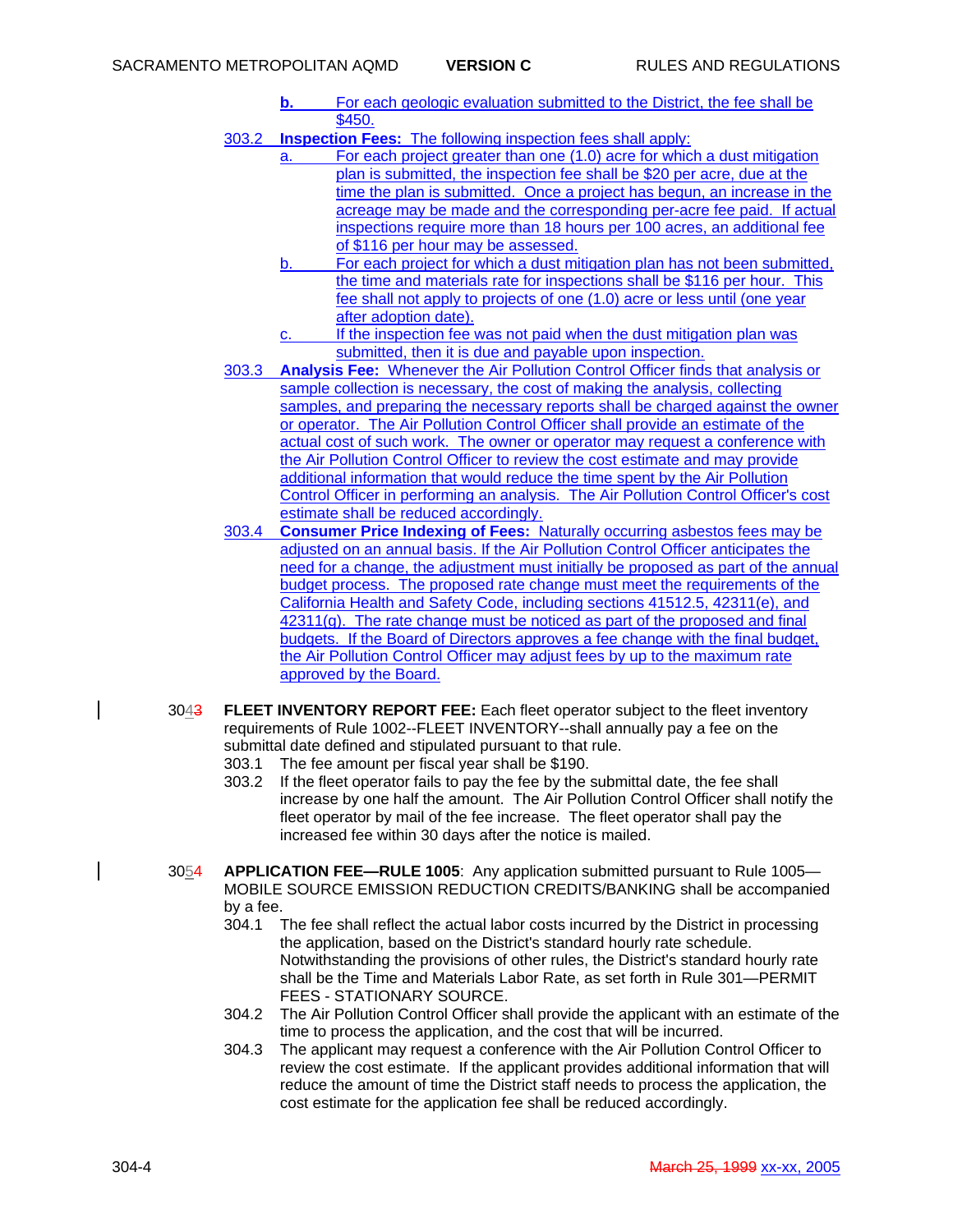b. For each geologic evaluation submitted to the District, the fee shall be $450.

303.2 **Inspection Fees:** The following inspection fees shall apply:

a. For each project greater than one (1.0) acre for which a dust mitigation plan is submitted, the inspection fee shall be $20 per acre, due at the time the plan is submitted. Once a project has begun, an increase in the acreage may be made and the corresponding per-acre fee paid. If actual inspections require more than 18 hours per 100 acres, an additional fee of $116 per hour may be assessed.

b. For each project for which a dust mitigation plan has not been submitted, the time and materials rate for inspections shall be $116 per hour. This fee shall not apply to projects of one (1.0) acre or less until (one year after adoption date).

c. If the inspection fee was not paid when the dust mitigation plan was submitted, then it is due and payable upon inspection.

303.3 **Analysis Fee:** Whenever the Air Pollution Control Officer finds that analysis or sample collection is necessary, the cost of making the analysis, collecting samples, and preparing the necessary reports shall be charged against the owner or operator. The Air Pollution Control Officer shall provide an estimate of the actual cost of such work. The owner or operator may request a conference with the Air Pollution Control Officer to review the cost estimate and may provide additional information that would reduce the time spent by the Air Pollution Control Officer in performing an analysis. The Air Pollution Control Officer's cost estimate shall be reduced accordingly.

303.4 **Consumer Price Indexing of Fees:** Naturally occurring asbestos fees may be adjusted on an annual basis. If the Air Pollution Control Officer anticipates the need for a change, the adjustment must initially be proposed as part of the annual budget process. The proposed rate change must meet the requirements of the California Health and Safety Code, including sections 41512.5, 42311(e), and 42311(g). The rate change must be noticed as part of the proposed and final budgets. If the Board of Directors approves a fee change with the final budget, the Air Pollution Control Officer may adjust fees by up to the maximum rate approved by the Board.

30~~3~~4 **FLEET INVENTORY REPORT FEE:** Each fleet operator subject to the fleet inventory requirements of Rule 1002--FLEET INVENTORY--shall annually pay a fee on the submittal date defined and stipulated pursuant to that rule.

303.1 The fee amount per fiscal year shall be $190.

303.2 If the fleet operator fails to pay the fee by the submittal date, the fee shall increase by one half the amount. The Air Pollution Control Officer shall notify the fleet operator by mail of the fee increase. The fleet operator shall pay the increased fee within 30 days after the notice is mailed.

30~~4~~5 **APPLICATION FEE—RULE 1005**: Any application submitted pursuant to Rule 1005—MOBILE SOURCE EMISSION REDUCTION CREDITS/BANKING shall be accompanied by a fee.

304.1 The fee shall reflect the actual labor costs incurred by the District in processing the application, based on the District's standard hourly rate schedule. Notwithstanding the provisions of other rules, the District's standard hourly rate shall be the Time and Materials Labor Rate, as set forth in Rule 301—PERMIT FEES - STATIONARY SOURCE.

304.2 The Air Pollution Control Officer shall provide the applicant with an estimate of the time to process the application, and the cost that will be incurred.

304.3 The applicant may request a conference with the Air Pollution Control Officer to review the cost estimate. If the applicant provides additional information that will reduce the amount of time the District staff needs to process the application, the cost estimate for the application fee shall be reduced accordingly.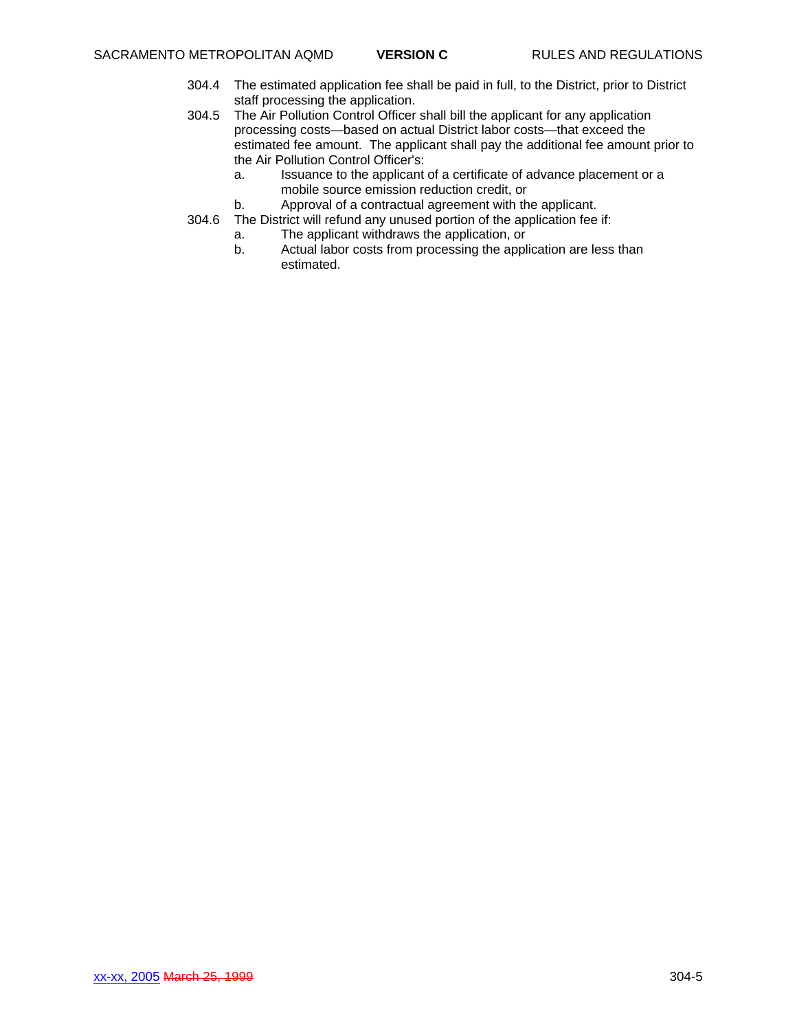304.4 The estimated application fee shall be paid in full, to the District, prior to District staff processing the application.

304.5 The Air Pollution Control Officer shall bill the applicant for any application processing costs—based on actual District labor costs—that exceed the estimated fee amount. The applicant shall pay the additional fee amount prior to the Air Pollution Control Officer's:

- a. Issuance to the applicant of a certificate of advance placement or a mobile source emission reduction credit, or
- b. Approval of a contractual agreement with the applicant.

304.6 The District will refund any unused portion of the application fee if:

- a. The applicant withdraws the application, or
- b. Actual labor costs from processing the application are less than estimated.